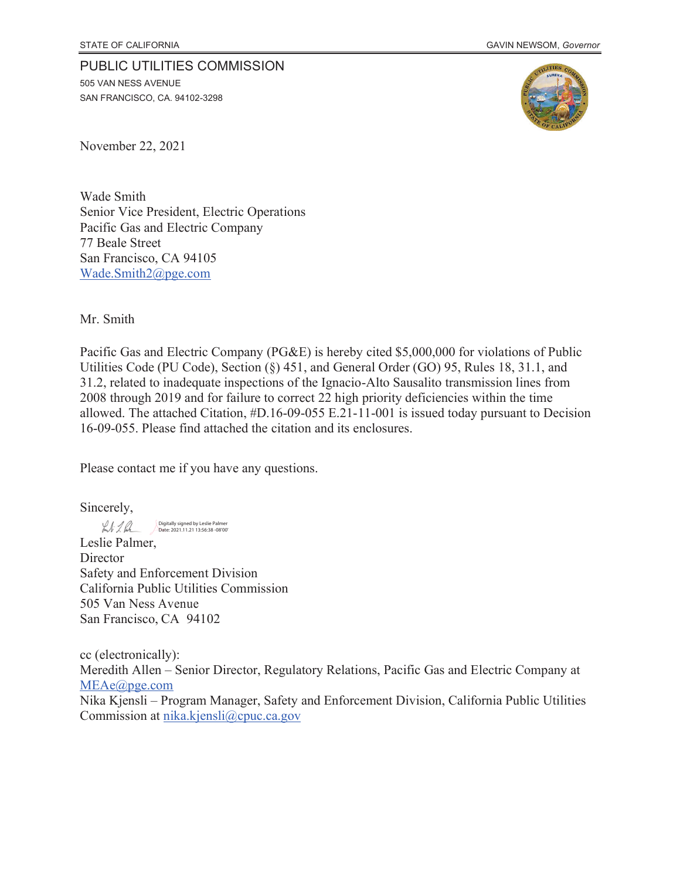STATE OF CALIFORNIA GAVIN NEWSOM, *Governor*

PUBLIC UTILITIES COMMISSION
505 VAN NESS AVENUE
SAN FRANCISCO, CA. 94102-3298

November 22, 2021

Wade Smith
Senior Vice President, Electric Operations
Pacific Gas and Electric Company
77 Beale Street
San Francisco, CA 94105
Wade.Smith2@pge.com

Mr. Smith

Pacific Gas and Electric Company (PG&E) is hereby cited $5,000,000 for violations of Public Utilities Code (PU Code), Section (§) 451, and General Order (GO) 95, Rules 18, 31.1, and 31.2, related to inadequate inspections of the Ignacio-Alto Sausalito transmission lines from 2008 through 2019 and for failure to correct 22 high priority deficiencies within the time allowed. The attached Citation, #D.16-09-055 E.21-11-001 is issued today pursuant to Decision 16-09-055. Please find attached the citation and its enclosures.

Please contact me if you have any questions.

Sincerely,

Digitally signed by Leslie Palmer
Date: 2021.11.21 13:56:38 -08'00'

Leslie Palmer,
Director
Safety and Enforcement Division
California Public Utilities Commission
505 Van Ness Avenue
San Francisco, CA 94102

cc (electronically):
Meredith Allen – Senior Director, Regulatory Relations, Pacific Gas and Electric Company at MEAe@pge.com
Nika Kjensli – Program Manager, Safety and Enforcement Division, California Public Utilities Commission at nika.kjensli@cpuc.ca.gov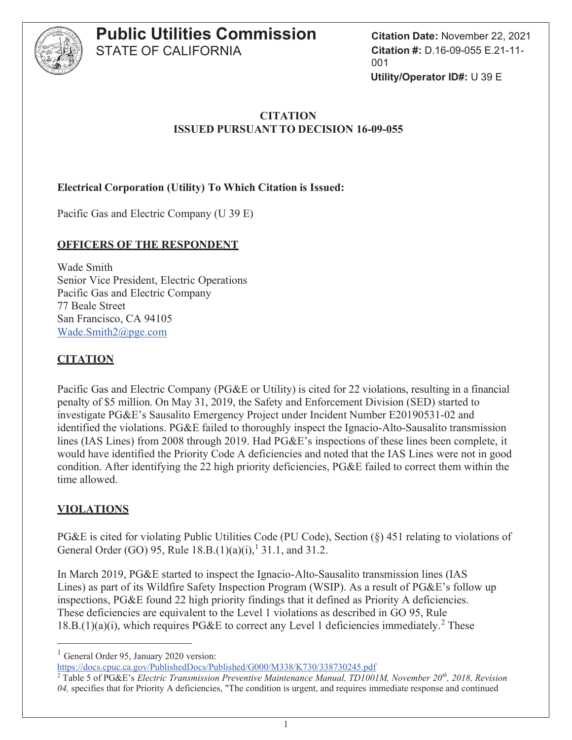# Public Utilities Commission
STATE OF CALIFORNIA

**Citation Date:** November 22, 2021
**Citation #:** D.16-09-055 E.21-11-001
**Utility/Operator ID#:** U 39 E

## CITATION
## ISSUED PURSUANT TO DECISION 16-09-055

**Electrical Corporation (Utility) To Which Citation is Issued:**

Pacific Gas and Electric Company (U 39 E)

### OFFICERS OF THE RESPONDENT

Wade Smith
Senior Vice President, Electric Operations
Pacific Gas and Electric Company
77 Beale Street
San Francisco, CA 94105
Wade.Smith2@pge.com

### CITATION

Pacific Gas and Electric Company (PG&E or Utility) is cited for 22 violations, resulting in a financial penalty of $5 million. On May 31, 2019, the Safety and Enforcement Division (SED) started to investigate PG&E's Sausalito Emergency Project under Incident Number E20190531-02 and identified the violations. PG&E failed to thoroughly inspect the Ignacio-Alto-Sausalito transmission lines (IAS Lines) from 2008 through 2019. Had PG&E's inspections of these lines been complete, it would have identified the Priority Code A deficiencies and noted that the IAS Lines were not in good condition. After identifying the 22 high priority deficiencies, PG&E failed to correct them within the time allowed.

### VIOLATIONS

PG&E is cited for violating Public Utilities Code (PU Code), Section (§) 451 relating to violations of General Order (GO) 95, Rule 18.B.(1)(a)(i),[1] 31.1, and 31.2.

In March 2019, PG&E started to inspect the Ignacio-Alto-Sausalito transmission lines (IAS Lines) as part of its Wildfire Safety Inspection Program (WSIP). As a result of PG&E's follow up inspections, PG&E found 22 high priority findings that it defined as Priority A deficiencies. These deficiencies are equivalent to the Level 1 violations as described in GO 95, Rule 18.B.(1)(a)(i), which requires PG&E to correct any Level 1 deficiencies immediately.[2] These

---

[1] General Order 95, January 2020 version: https://docs.cpuc.ca.gov/PublishedDocs/Published/G000/M338/K730/338730245.pdf

[2] Table 5 of PG&E's *Electric Transmission Preventive Maintenance Manual, TD1001M, November 20th, 2018, Revision 04,* specifies that for Priority A deficiencies, "The condition is urgent, and requires immediate response and continued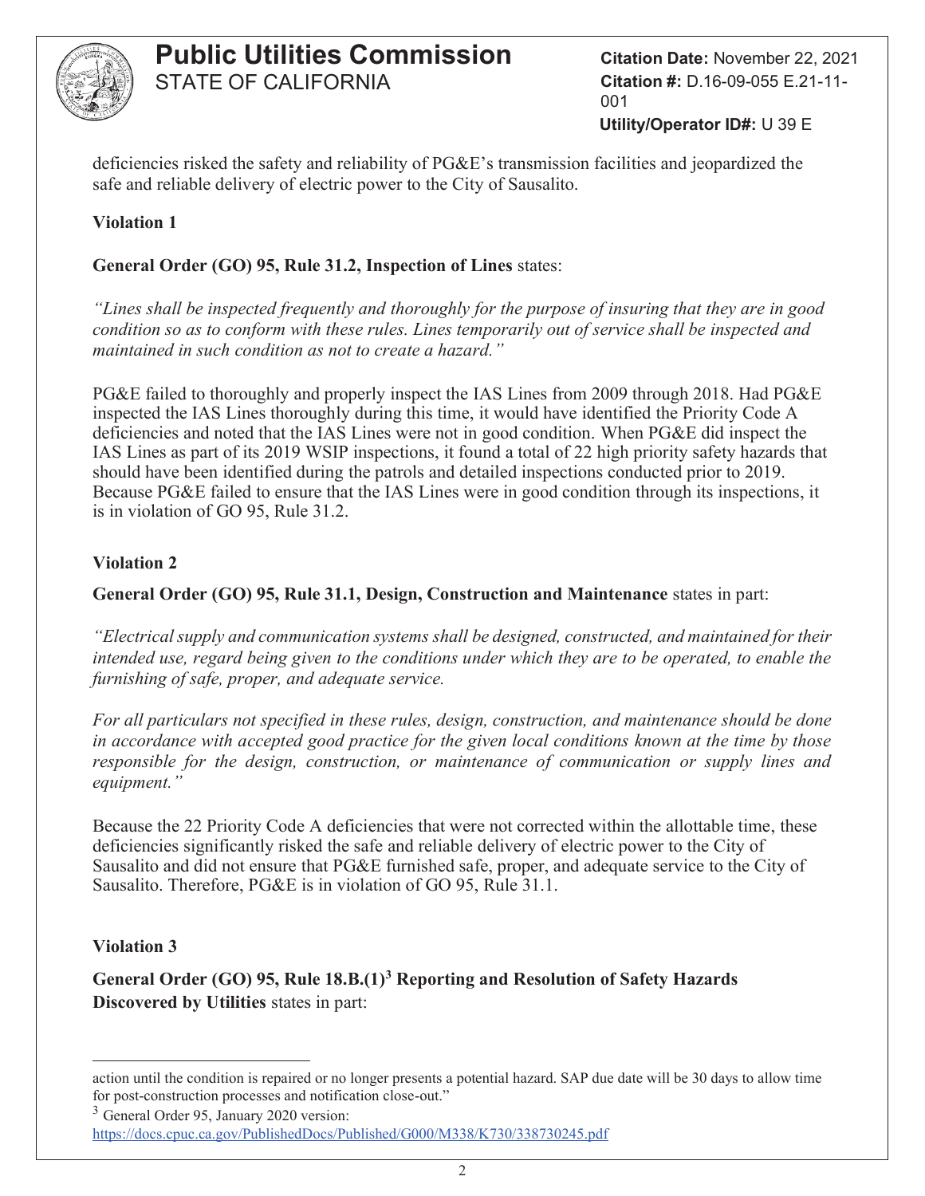deficiencies risked the safety and reliability of PG&E's transmission facilities and jeopardized the safe and reliable delivery of electric power to the City of Sausalito.

**Violation 1**

**General Order (GO) 95, Rule 31.2, Inspection of Lines** states:

*"Lines shall be inspected frequently and thoroughly for the purpose of insuring that they are in good condition so as to conform with these rules. Lines temporarily out of service shall be inspected and maintained in such condition as not to create a hazard."*

PG&E failed to thoroughly and properly inspect the IAS Lines from 2009 through 2018. Had PG&E inspected the IAS Lines thoroughly during this time, it would have identified the Priority Code A deficiencies and noted that the IAS Lines were not in good condition. When PG&E did inspect the IAS Lines as part of its 2019 WSIP inspections, it found a total of 22 high priority safety hazards that should have been identified during the patrols and detailed inspections conducted prior to 2019. Because PG&E failed to ensure that the IAS Lines were in good condition through its inspections, it is in violation of GO 95, Rule 31.2.

**Violation 2**

**General Order (GO) 95, Rule 31.1, Design, Construction and Maintenance** states in part:

*"Electrical supply and communication systems shall be designed, constructed, and maintained for their intended use, regard being given to the conditions under which they are to be operated, to enable the furnishing of safe, proper, and adequate service.*

*For all particulars not specified in these rules, design, construction, and maintenance should be done in accordance with accepted good practice for the given local conditions known at the time by those responsible for the design, construction, or maintenance of communication or supply lines and equipment."*

Because the 22 Priority Code A deficiencies that were not corrected within the allottable time, these deficiencies significantly risked the safe and reliable delivery of electric power to the City of Sausalito and did not ensure that PG&E furnished safe, proper, and adequate service to the City of Sausalito. Therefore, PG&E is in violation of GO 95, Rule 31.1.

**Violation 3**

**General Order (GO) 95, Rule 18.B.(1)[3] Reporting and Resolution of Safety Hazards Discovered by Utilities** states in part:

---

action until the condition is repaired or no longer presents a potential hazard. SAP due date will be 30 days to allow time for post-construction processes and notification close-out."

[3] General Order 95, January 2020 version: https://docs.cpuc.ca.gov/PublishedDocs/Published/G000/M338/K730/338730245.pdf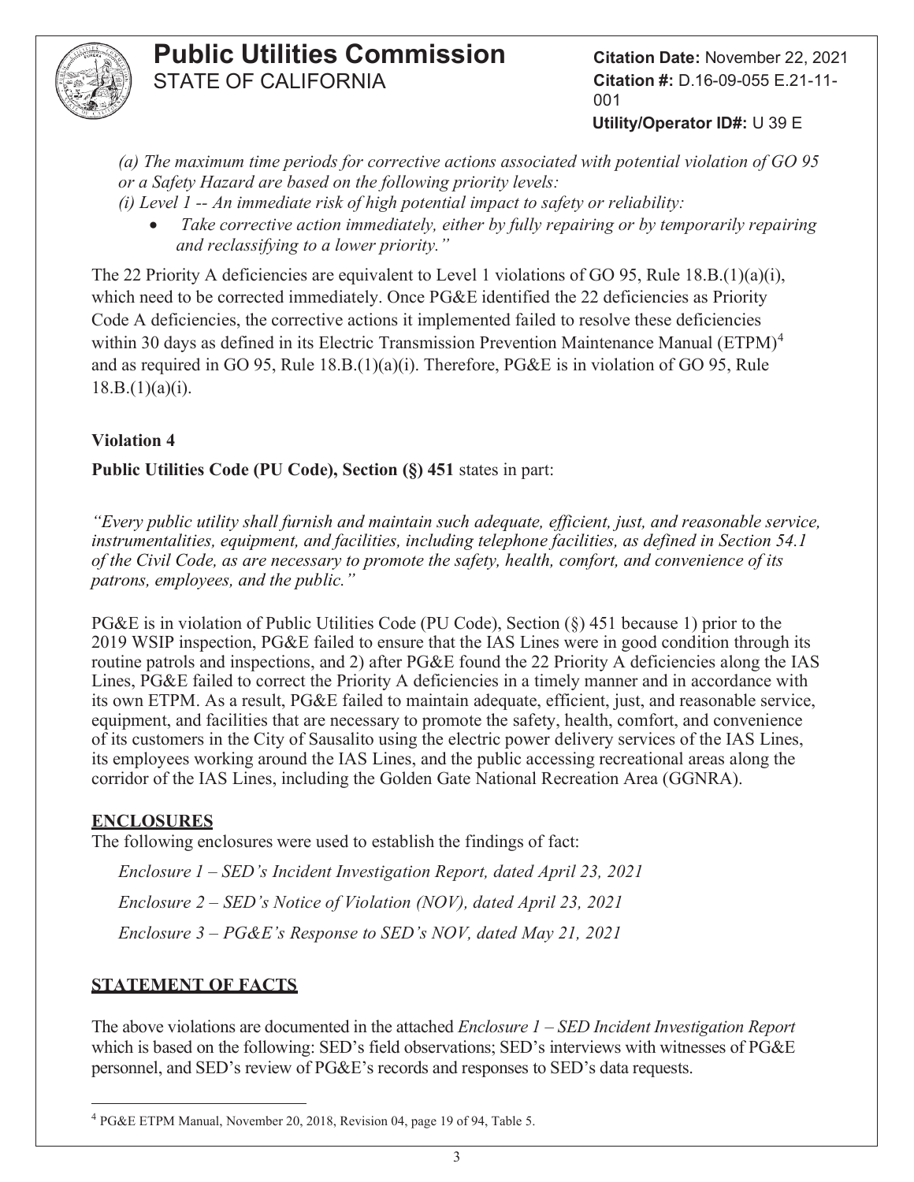*(a) The maximum time periods for corrective actions associated with potential violation of GO 95 or a Safety Hazard are based on the following priority levels:*

*(i) Level 1 -- An immediate risk of high potential impact to safety or reliability:*

- *Take corrective action immediately, either by fully repairing or by temporarily repairing and reclassifying to a lower priority."*

The 22 Priority A deficiencies are equivalent to Level 1 violations of GO 95, Rule 18.B.(1)(a)(i), which need to be corrected immediately. Once PG&E identified the 22 deficiencies as Priority Code A deficiencies, the corrective actions it implemented failed to resolve these deficiencies within 30 days as defined in its Electric Transmission Prevention Maintenance Manual (ETPM)[4] and as required in GO 95, Rule 18.B.(1)(a)(i). Therefore, PG&E is in violation of GO 95, Rule 18.B.(1)(a)(i).

**Violation 4**

**Public Utilities Code (PU Code), Section (§) 451** states in part:

*"Every public utility shall furnish and maintain such adequate, efficient, just, and reasonable service, instrumentalities, equipment, and facilities, including telephone facilities, as defined in Section 54.1 of the Civil Code, as are necessary to promote the safety, health, comfort, and convenience of its patrons, employees, and the public."*

PG&E is in violation of Public Utilities Code (PU Code), Section (§) 451 because 1) prior to the 2019 WSIP inspection, PG&E failed to ensure that the IAS Lines were in good condition through its routine patrols and inspections, and 2) after PG&E found the 22 Priority A deficiencies along the IAS Lines, PG&E failed to correct the Priority A deficiencies in a timely manner and in accordance with its own ETPM. As a result, PG&E failed to maintain adequate, efficient, just, and reasonable service, equipment, and facilities that are necessary to promote the safety, health, comfort, and convenience of its customers in the City of Sausalito using the electric power delivery services of the IAS Lines, its employees working around the IAS Lines, and the public accessing recreational areas along the corridor of the IAS Lines, including the Golden Gate National Recreation Area (GGNRA).

**ENCLOSURES**

The following enclosures were used to establish the findings of fact:

*Enclosure 1 – SED's Incident Investigation Report, dated April 23, 2021*

*Enclosure 2 – SED's Notice of Violation (NOV), dated April 23, 2021*

*Enclosure 3 – PG&E's Response to SED's NOV, dated May 21, 2021*

**STATEMENT OF FACTS**

The above violations are documented in the attached *Enclosure 1 – SED Incident Investigation Report* which is based on the following: SED's field observations; SED's interviews with witnesses of PG&E personnel, and SED's review of PG&E's records and responses to SED's data requests.

[4] PG&E ETPM Manual, November 20, 2018, Revision 04, page 19 of 94, Table 5.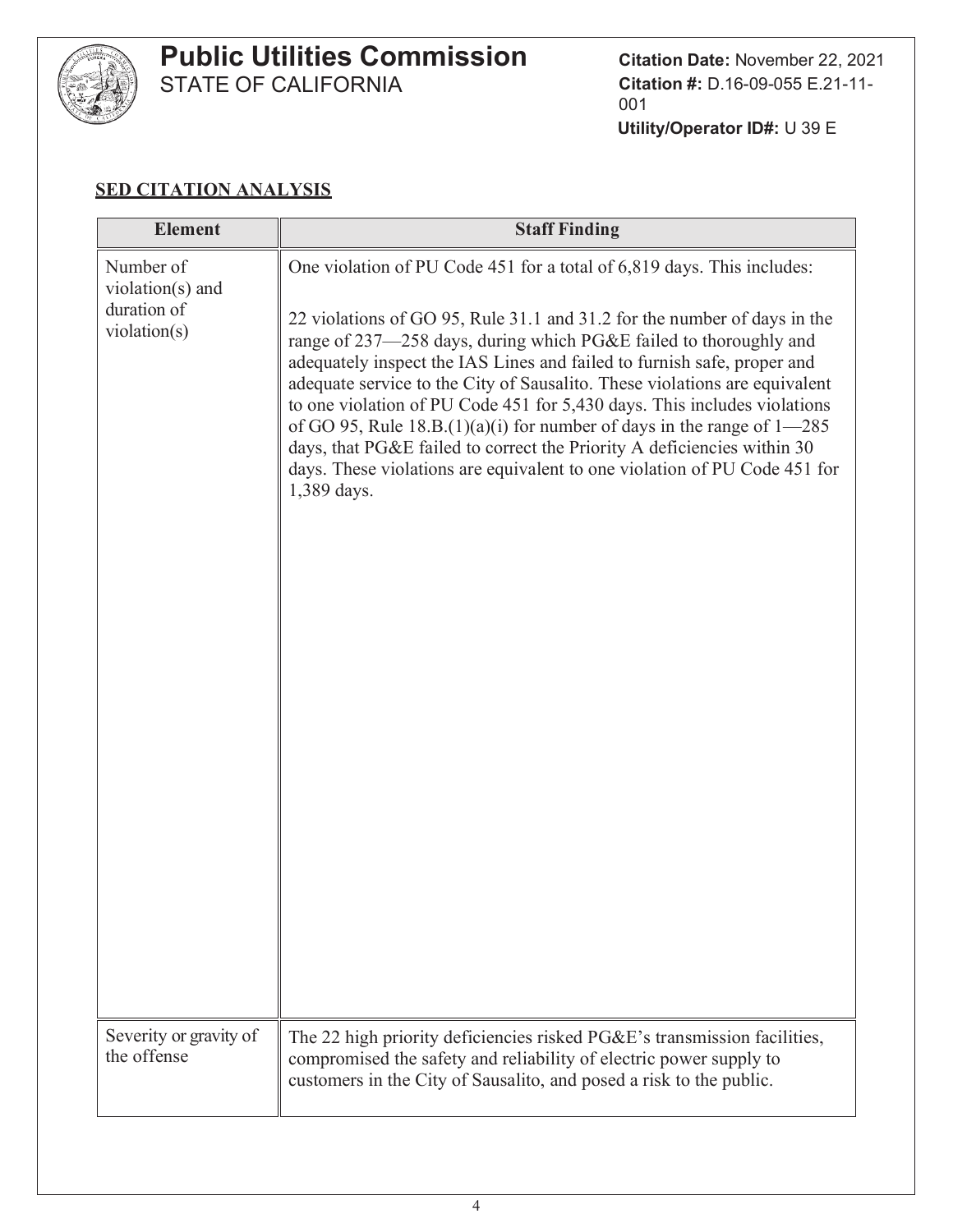**Public Utilities Commission**
STATE OF CALIFORNIA

**Citation Date:** November 22, 2021
**Citation #:** D.16-09-055 E.21-11-001
**Utility/Operator ID#:** U 39 E

## SED CITATION ANALYSIS

| Element | Staff Finding |
|---|---|
| Number of violation(s) and duration of violation(s) | One violation of PU Code 451 for a total of 6,819 days. This includes:<br><br>22 violations of GO 95, Rule 31.1 and 31.2 for the number of days in the range of 237—258 days, during which PG&E failed to thoroughly and adequately inspect the IAS Lines and failed to furnish safe, proper and adequate service to the City of Sausalito. These violations are equivalent to one violation of PU Code 451 for 5,430 days. This includes violations of GO 95, Rule 18.B.(1)(a)(i) for number of days in the range of 1—285 days, that PG&E failed to correct the Priority A deficiencies within 30 days. These violations are equivalent to one violation of PU Code 451 for 1,389 days. |
| Severity or gravity of the offense | The 22 high priority deficiencies risked PG&E's transmission facilities, compromised the safety and reliability of electric power supply to customers in the City of Sausalito, and posed a risk to the public. |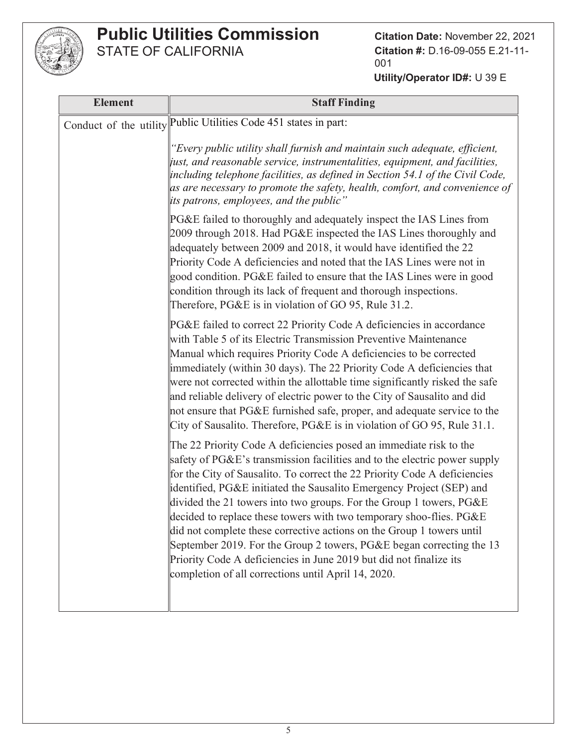| Element | Staff Finding |
|---|---|
| Conduct of the utility | Public Utilities Code 451 states in part:<br><br>*"Every public utility shall furnish and maintain such adequate, efficient, just, and reasonable service, instrumentalities, equipment, and facilities, including telephone facilities, as defined in Section 54.1 of the Civil Code, as are necessary to promote the safety, health, comfort, and convenience of its patrons, employees, and the public"*<br><br>PG&E failed to thoroughly and adequately inspect the IAS Lines from 2009 through 2018. Had PG&E inspected the IAS Lines thoroughly and adequately between 2009 and 2018, it would have identified the 22 Priority Code A deficiencies and noted that the IAS Lines were not in good condition. PG&E failed to ensure that the IAS Lines were in good condition through its lack of frequent and thorough inspections. Therefore, PG&E is in violation of GO 95, Rule 31.2.<br><br>PG&E failed to correct 22 Priority Code A deficiencies in accordance with Table 5 of its Electric Transmission Preventive Maintenance Manual which requires Priority Code A deficiencies to be corrected immediately (within 30 days). The 22 Priority Code A deficiencies that were not corrected within the allottable time significantly risked the safe and reliable delivery of electric power to the City of Sausalito and did not ensure that PG&E furnished safe, proper, and adequate service to the City of Sausalito. Therefore, PG&E is in violation of GO 95, Rule 31.1.<br><br>The 22 Priority Code A deficiencies posed an immediate risk to the safety of PG&E's transmission facilities and to the electric power supply for the City of Sausalito. To correct the 22 Priority Code A deficiencies identified, PG&E initiated the Sausalito Emergency Project (SEP) and divided the 21 towers into two groups. For the Group 1 towers, PG&E decided to replace these towers with two temporary shoo-flies. PG&E did not complete these corrective actions on the Group 1 towers until September 2019. For the Group 2 towers, PG&E began correcting the 13 Priority Code A deficiencies in June 2019 but did not finalize its completion of all corrections until April 14, 2020. |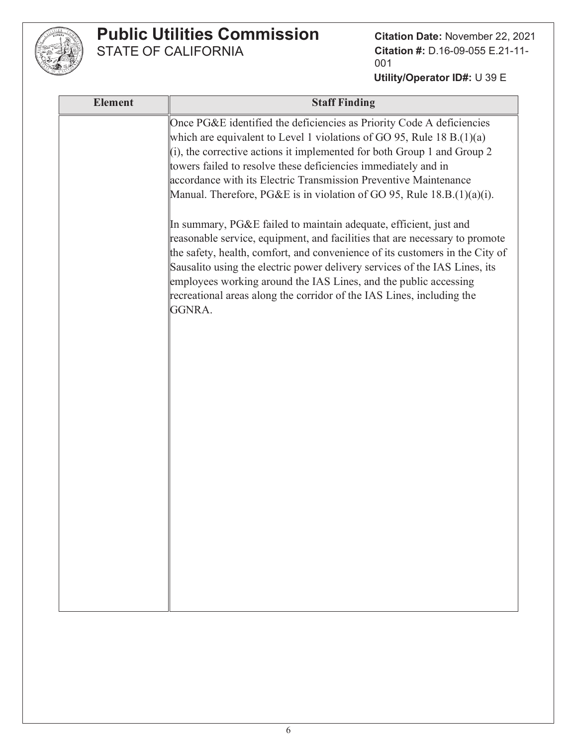| Element | Staff Finding |
| --- | --- |
| | Once PG&E identified the deficiencies as Priority Code A deficiencies which are equivalent to Level 1 violations of GO 95, Rule 18 B.(1)(a)(i), the corrective actions it implemented for both Group 1 and Group 2 towers failed to resolve these deficiencies immediately and in accordance with its Electric Transmission Preventive Maintenance Manual. Therefore, PG&E is in violation of GO 95, Rule 18.B.(1)(a)(i).<br><br>In summary, PG&E failed to maintain adequate, efficient, just and reasonable service, equipment, and facilities that are necessary to promote the safety, health, comfort, and convenience of its customers in the City of Sausalito using the electric power delivery services of the IAS Lines, its employees working around the IAS Lines, and the public accessing recreational areas along the corridor of the IAS Lines, including the GGNRA. |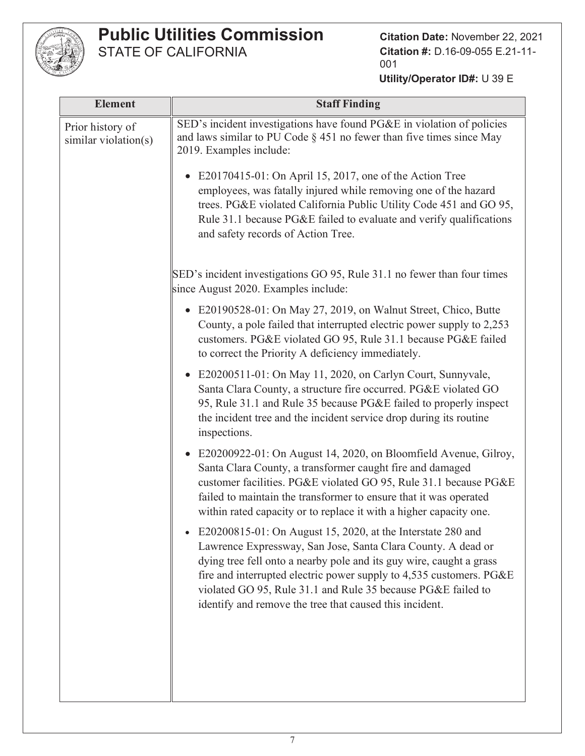| Element | Staff Finding |
|---|---|
| Prior history of similar violation(s) | SED's incident investigations have found PG&E in violation of policies and laws similar to PU Code § 451 no fewer than five times since May 2019. Examples include:<br><br>• E20170415-01: On April 15, 2017, one of the Action Tree employees, was fatally injured while removing one of the hazard trees. PG&E violated California Public Utility Code 451 and GO 95, Rule 31.1 because PG&E failed to evaluate and verify qualifications and safety records of Action Tree.<br><br>SED's incident investigations GO 95, Rule 31.1 no fewer than four times since August 2020. Examples include:<br><br>• E20190528-01: On May 27, 2019, on Walnut Street, Chico, Butte County, a pole failed that interrupted electric power supply to 2,253 customers. PG&E violated GO 95, Rule 31.1 because PG&E failed to correct the Priority A deficiency immediately.<br><br>• E20200511-01: On May 11, 2020, on Carlyn Court, Sunnyvale, Santa Clara County, a structure fire occurred. PG&E violated GO 95, Rule 31.1 and Rule 35 because PG&E failed to properly inspect the incident tree and the incident service drop during its routine inspections.<br><br>• E20200922-01: On August 14, 2020, on Bloomfield Avenue, Gilroy, Santa Clara County, a transformer caught fire and damaged customer facilities. PG&E violated GO 95, Rule 31.1 because PG&E failed to maintain the transformer to ensure that it was operated within rated capacity or to replace it with a higher capacity one.<br><br>• E20200815-01: On August 15, 2020, at the Interstate 280 and Lawrence Expressway, San Jose, Santa Clara County. A dead or dying tree fell onto a nearby pole and its guy wire, caught a grass fire and interrupted electric power supply to 4,535 customers. PG&E violated GO 95, Rule 31.1 and Rule 35 because PG&E failed to identify and remove the tree that caused this incident. |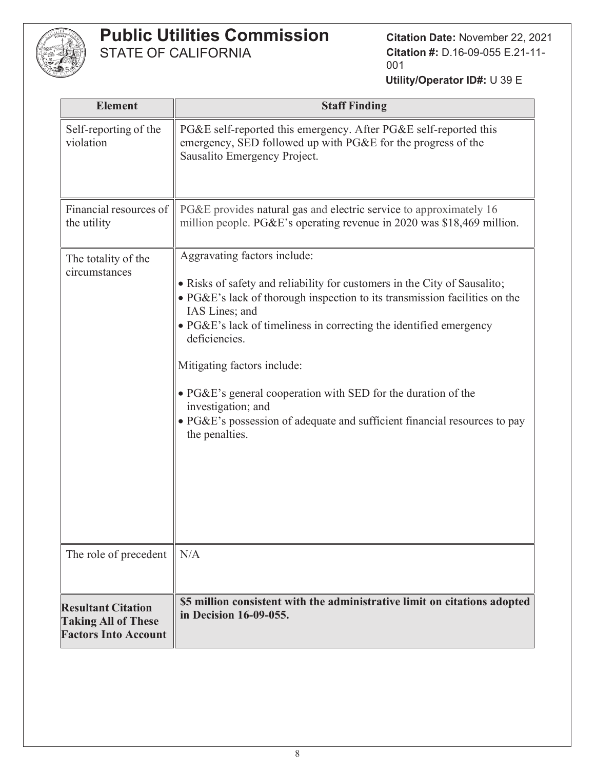| Element | Staff Finding |
|---|---|
| Self-reporting of the violation | PG&E self-reported this emergency. After PG&E self-reported this emergency, SED followed up with PG&E for the progress of the Sausalito Emergency Project. |
| Financial resources of the utility | PG&E provides natural gas and electric service to approximately 16 million people. PG&E's operating revenue in 2020 was $18,469 million. |
| The totality of the circumstances | Aggravating factors include:<br><br>• Risks of safety and reliability for customers in the City of Sausalito;<br>• PG&E's lack of thorough inspection to its transmission facilities on the IAS Lines; and<br>• PG&E's lack of timeliness in correcting the identified emergency deficiencies.<br><br>Mitigating factors include:<br><br>• PG&E's general cooperation with SED for the duration of the investigation; and<br>• PG&E's possession of adequate and sufficient financial resources to pay the penalties. |
| The role of precedent | N/A |
| **Resultant Citation Taking All of These Factors Into Account** | **$5 million consistent with the administrative limit on citations adopted in Decision 16-09-055.** |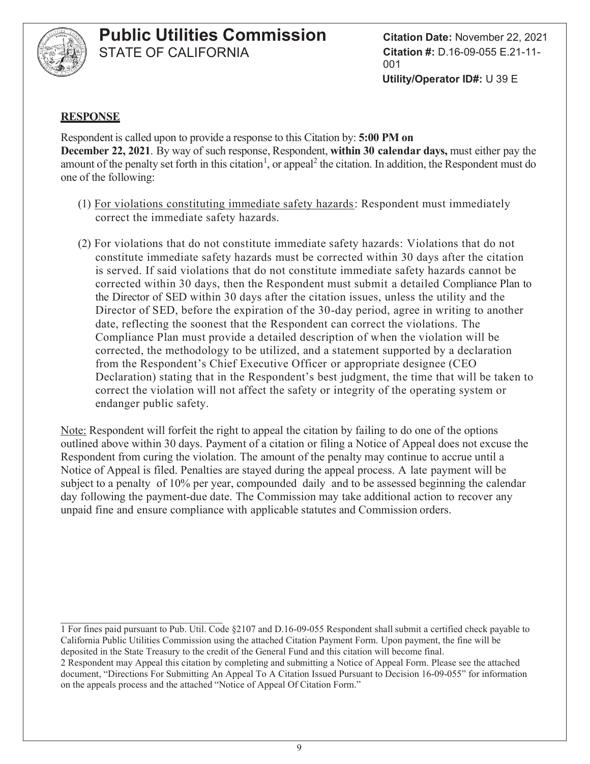**Public Utilities Commission**
STATE OF CALIFORNIA

**Citation Date:** November 22, 2021
**Citation #:** D.16-09-055 E.21-11-001
**Utility/Operator ID#:** U 39 E

**RESPONSE**

Respondent is called upon to provide a response to this Citation by: **5:00 PM on December 22, 2021**. By way of such response, Respondent, **within 30 calendar days,** must either pay the amount of the penalty set forth in this citation[1], or appeal[2] the citation. In addition, the Respondent must do one of the following:

(1) For violations constituting immediate safety hazards: Respondent must immediately correct the immediate safety hazards.

(2) For violations that do not constitute immediate safety hazards: Violations that do not constitute immediate safety hazards must be corrected within 30 days after the citation is served. If said violations that do not constitute immediate safety hazards cannot be corrected within 30 days, then the Respondent must submit a detailed Compliance Plan to the Director of SED within 30 days after the citation issues, unless the utility and the Director of SED, before the expiration of the 30-day period, agree in writing to another date, reflecting the soonest that the Respondent can correct the violations. The Compliance Plan must provide a detailed description of when the violation will be corrected, the methodology to be utilized, and a statement supported by a declaration from the Respondent's Chief Executive Officer or appropriate designee (CEO Declaration) stating that in the Respondent's best judgment, the time that will be taken to correct the violation will not affect the safety or integrity of the operating system or endanger public safety.

Note: Respondent will forfeit the right to appeal the citation by failing to do one of the options outlined above within 30 days. Payment of a citation or filing a Notice of Appeal does not excuse the Respondent from curing the violation. The amount of the penalty may continue to accrue until a Notice of Appeal is filed. Penalties are stayed during the appeal process. A late payment will be subject to a penalty of 10% per year, compounded daily and to be assessed beginning the calendar day following the payment-due date. The Commission may take additional action to recover any unpaid fine and ensure compliance with applicable statutes and Commission orders.

---

1 For fines paid pursuant to Pub. Util. Code §2107 and D.16-09-055 Respondent shall submit a certified check payable to California Public Utilities Commission using the attached Citation Payment Form. Upon payment, the fine will be deposited in the State Treasury to the credit of the General Fund and this citation will become final.

2 Respondent may Appeal this citation by completing and submitting a Notice of Appeal Form. Please see the attached document, "Directions For Submitting An Appeal To A Citation Issued Pursuant to Decision 16-09-055" for information on the appeals process and the attached "Notice of Appeal Of Citation Form."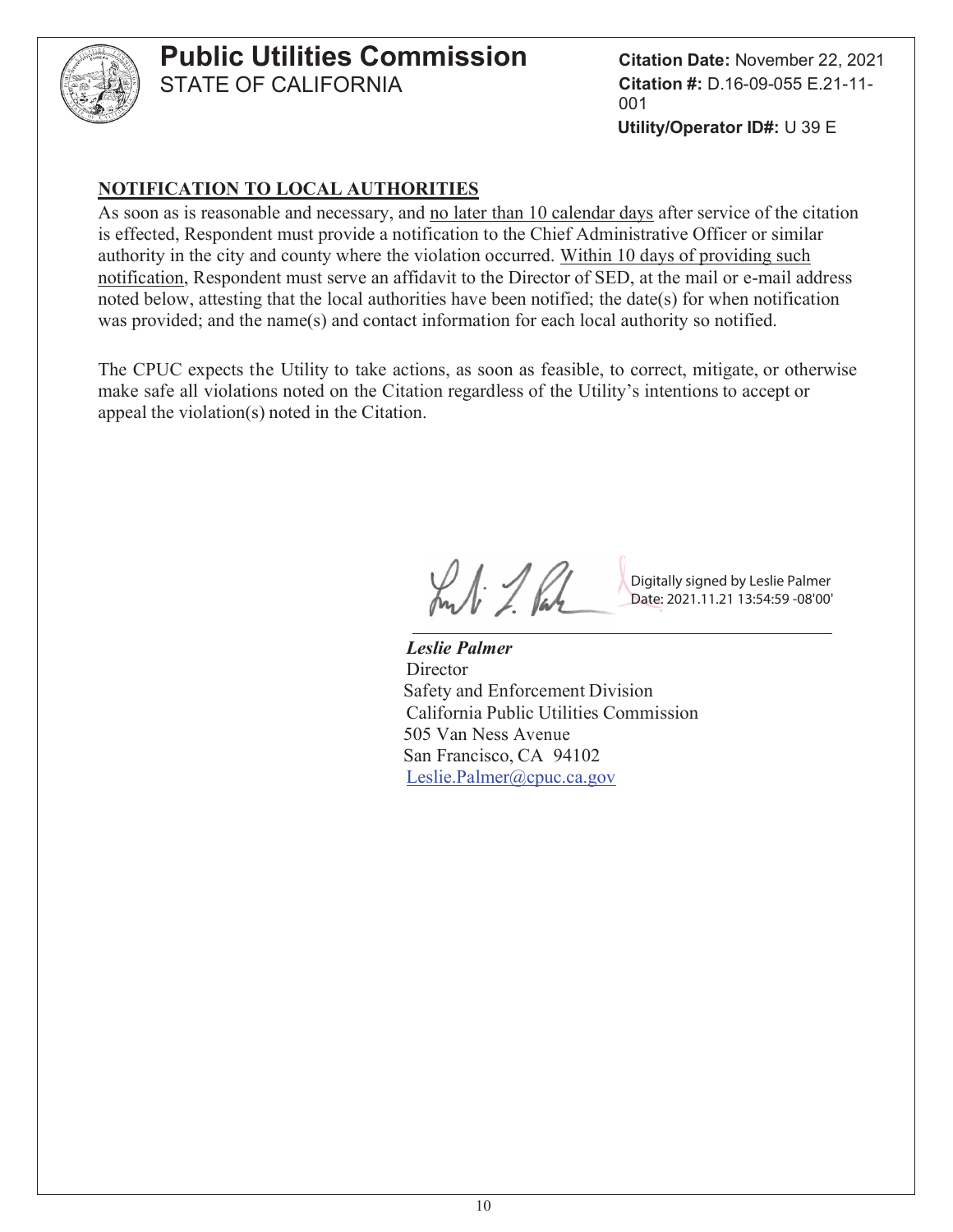# Public Utilities Commission
STATE OF CALIFORNIA

**Citation Date:** November 22, 2021
**Citation #:** D.16-09-055 E.21-11-001
**Utility/Operator ID#:** U 39 E

## NOTIFICATION TO LOCAL AUTHORITIES

As soon as is reasonable and necessary, and no later than 10 calendar days after service of the citation is effected, Respondent must provide a notification to the Chief Administrative Officer or similar authority in the city and county where the violation occurred. Within 10 days of providing such notification, Respondent must serve an affidavit to the Director of SED, at the mail or e-mail address noted below, attesting that the local authorities have been notified; the date(s) for when notification was provided; and the name(s) and contact information for each local authority so notified.

The CPUC expects the Utility to take actions, as soon as feasible, to correct, mitigate, or otherwise make safe all violations noted on the Citation regardless of the Utility's intentions to accept or appeal the violation(s) noted in the Citation.

Digitally signed by Leslie Palmer
Date: 2021.11.21 13:54:59 -08'00'

***Leslie Palmer***
Director
Safety and Enforcement Division
California Public Utilities Commission
505 Van Ness Avenue
San Francisco, CA 94102
Leslie.Palmer@cpuc.ca.gov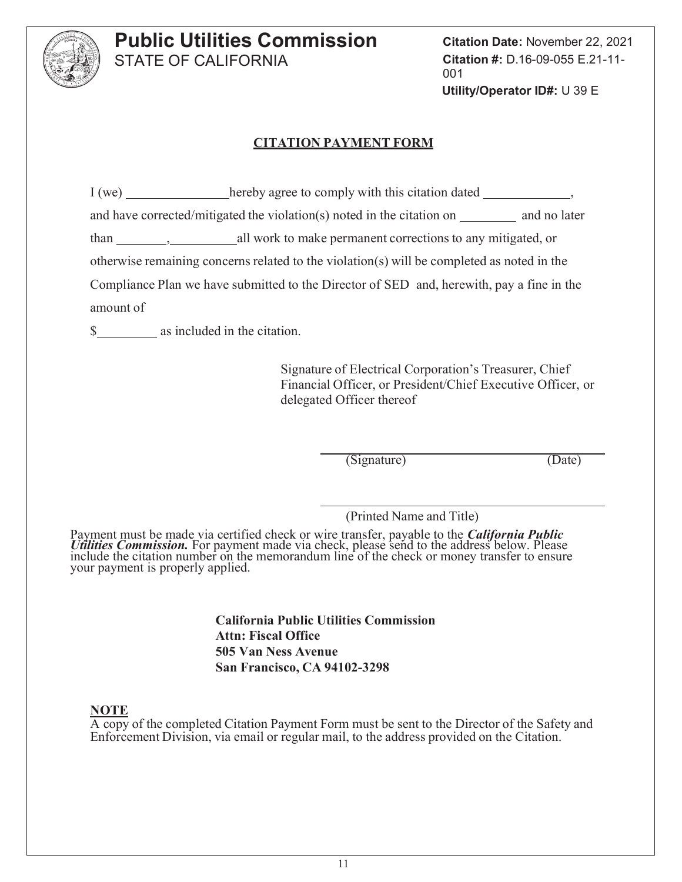# Public Utilities Commission
STATE OF CALIFORNIA

**Citation Date:** November 22, 2021
**Citation #:** D.16-09-055 E.21-11-001
**Utility/Operator ID#:** U 39 E

## CITATION PAYMENT FORM

I (we) _______________hereby agree to comply with this citation dated _____________, and have corrected/mitigated the violation(s) noted in the citation on ________ and no later than _______,_________all work to make permanent corrections to any mitigated, or otherwise remaining concerns related to the violation(s) will be completed as noted in the Compliance Plan we have submitted to the Director of SED and, herewith, pay a fine in the amount of

$_________ as included in the citation.

Signature of Electrical Corporation's Treasurer, Chief Financial Officer, or President/Chief Executive Officer, or delegated Officer thereof

_______________________________________
(Signature) (Date)

_______________________________________
(Printed Name and Title)

Payment must be made via certified check or wire transfer, payable to the ***California Public Utilities Commission.*** For payment made via check, please send to the address below. Please include the citation number on the memorandum line of the check or money transfer to ensure your payment is properly applied.

**California Public Utilities Commission**
**Attn: Fiscal Office**
**505 Van Ness Avenue**
**San Francisco, CA 94102-3298**

**NOTE**
A copy of the completed Citation Payment Form must be sent to the Director of the Safety and Enforcement Division, via email or regular mail, to the address provided on the Citation.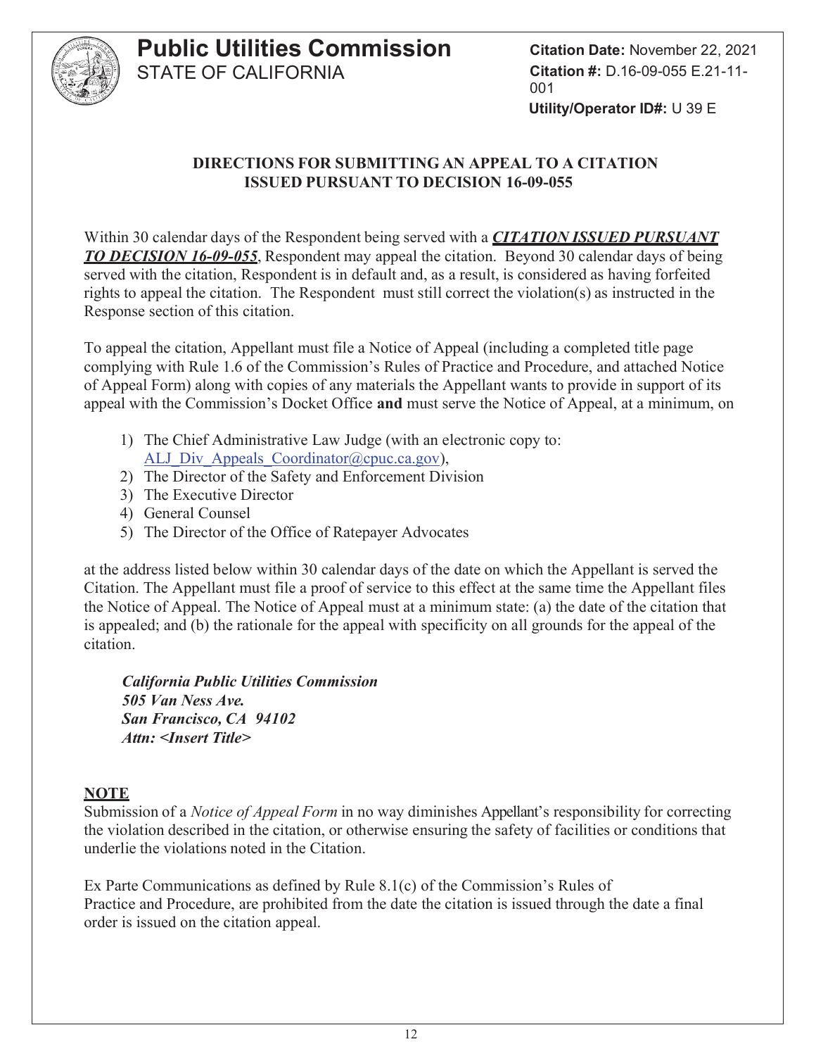# Public Utilities Commission
STATE OF CALIFORNIA

**Citation Date:** November 22, 2021
**Citation #:** D.16-09-055 E.21-11-001
**Utility/Operator ID#:** U 39 E

**DIRECTIONS FOR SUBMITTING AN APPEAL TO A CITATION ISSUED PURSUANT TO DECISION 16-09-055**

Within 30 calendar days of the Respondent being served with a ***CITATION ISSUED PURSUANT TO DECISION 16-09-055***, Respondent may appeal the citation. Beyond 30 calendar days of being served with the citation, Respondent is in default and, as a result, is considered as having forfeited rights to appeal the citation. The Respondent must still correct the violation(s) as instructed in the Response section of this citation.

To appeal the citation, Appellant must file a Notice of Appeal (including a completed title page complying with Rule 1.6 of the Commission's Rules of Practice and Procedure, and attached Notice of Appeal Form) along with copies of any materials the Appellant wants to provide in support of its appeal with the Commission's Docket Office **and** must serve the Notice of Appeal, at a minimum, on

1) The Chief Administrative Law Judge (with an electronic copy to: ALJ_Div_Appeals_Coordinator@cpuc.ca.gov),
2) The Director of the Safety and Enforcement Division
3) The Executive Director
4) General Counsel
5) The Director of the Office of Ratepayer Advocates

at the address listed below within 30 calendar days of the date on which the Appellant is served the Citation. The Appellant must file a proof of service to this effect at the same time the Appellant files the Notice of Appeal. The Notice of Appeal must at a minimum state: (a) the date of the citation that is appealed; and (b) the rationale for the appeal with specificity on all grounds for the appeal of the citation.

***California Public Utilities Commission***
***505 Van Ness Ave.***
***San Francisco, CA 94102***
***Attn: <Insert Title>***

**NOTE**

Submission of a *Notice of Appeal Form* in no way diminishes Appellant's responsibility for correcting the violation described in the citation, or otherwise ensuring the safety of facilities or conditions that underlie the violations noted in the Citation.

Ex Parte Communications as defined by Rule 8.1(c) of the Commission's Rules of Practice and Procedure, are prohibited from the date the citation is issued through the date a final order is issued on the citation appeal.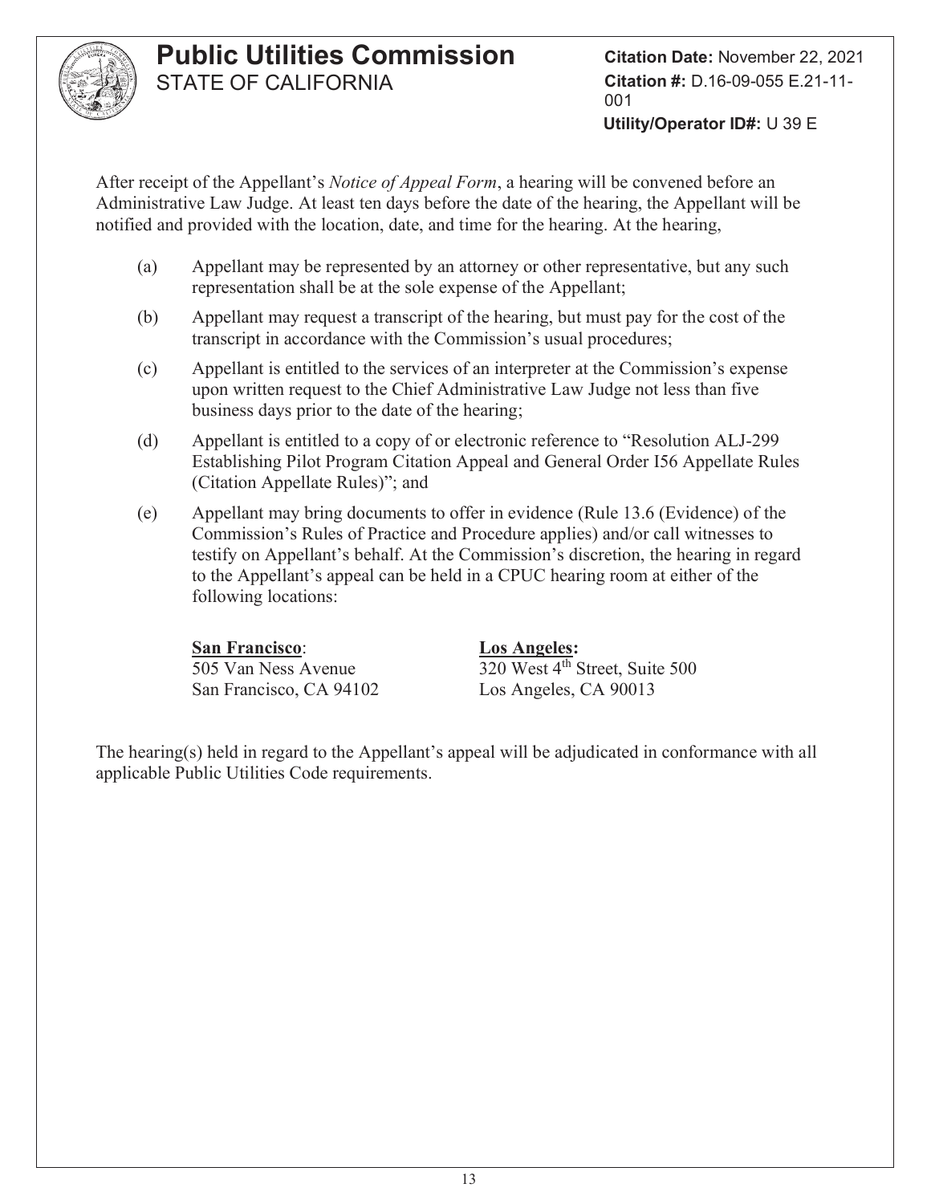After receipt of the Appellant's *Notice of Appeal Form*, a hearing will be convened before an Administrative Law Judge. At least ten days before the date of the hearing, the Appellant will be notified and provided with the location, date, and time for the hearing. At the hearing,

(a) Appellant may be represented by an attorney or other representative, but any such representation shall be at the sole expense of the Appellant;

(b) Appellant may request a transcript of the hearing, but must pay for the cost of the transcript in accordance with the Commission's usual procedures;

(c) Appellant is entitled to the services of an interpreter at the Commission's expense upon written request to the Chief Administrative Law Judge not less than five business days prior to the date of the hearing;

(d) Appellant is entitled to a copy of or electronic reference to "Resolution ALJ-299 Establishing Pilot Program Citation Appeal and General Order I56 Appellate Rules (Citation Appellate Rules)"; and

(e) Appellant may bring documents to offer in evidence (Rule 13.6 (Evidence) of the Commission's Rules of Practice and Procedure applies) and/or call witnesses to testify on Appellant's behalf. At the Commission's discretion, the hearing in regard to the Appellant's appeal can be held in a CPUC hearing room at either of the following locations:

**San Francisco**:
505 Van Ness Avenue
San Francisco, CA 94102

**Los Angeles:**
320 West 4th Street, Suite 500
Los Angeles, CA 90013

The hearing(s) held in regard to the Appellant's appeal will be adjudicated in conformance with all applicable Public Utilities Code requirements.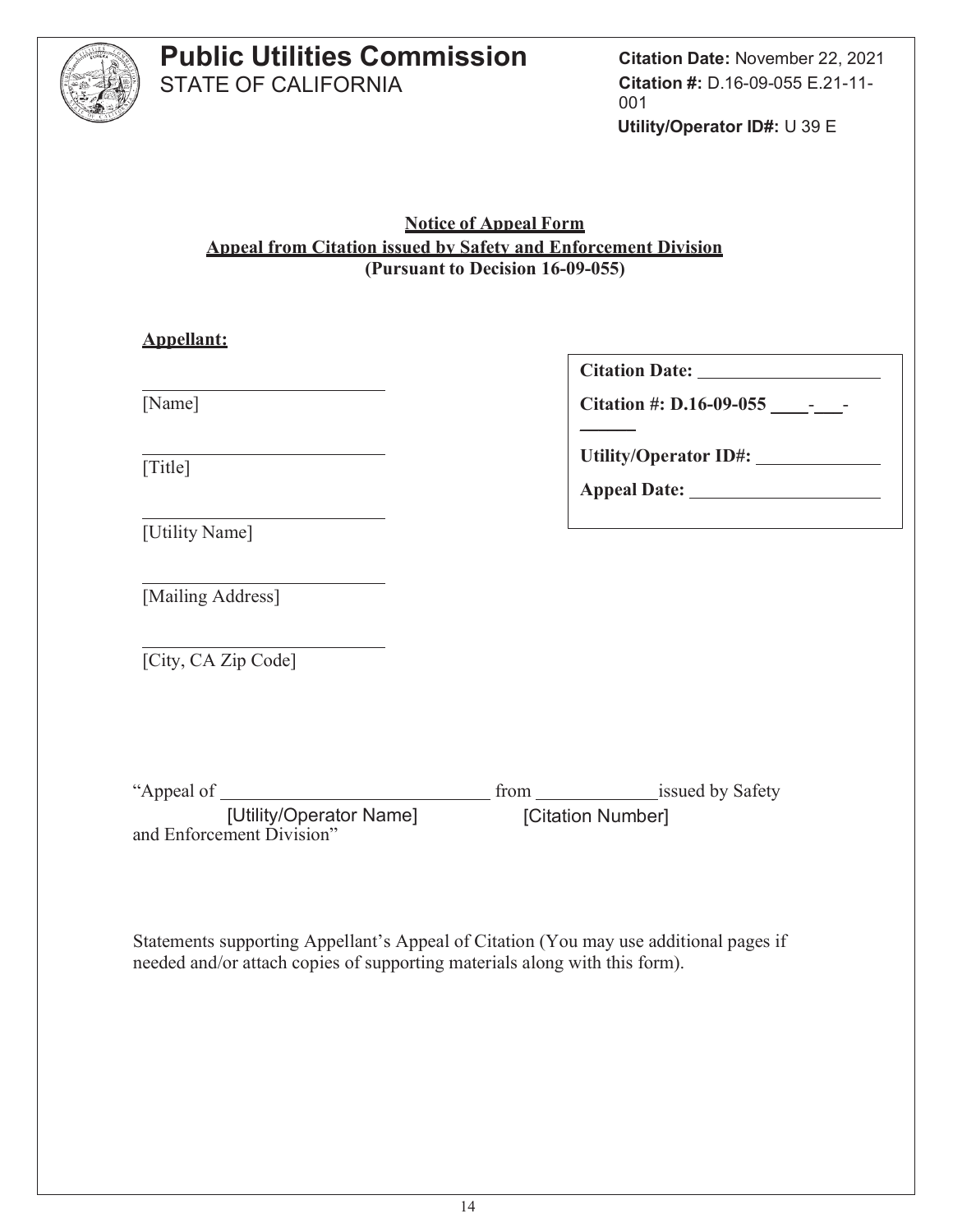**Public Utilities Commission**
STATE OF CALIFORNIA

**Citation Date:** November 22, 2021
**Citation #:** D.16-09-055 E.21-11-001
**Utility/Operator ID#:** U 39 E

**Notice of Appeal Form**
**Appeal from Citation issued by Safety and Enforcement Division**
**(Pursuant to Decision 16-09-055)**

**Appellant:**

______________________
[Name]

______________________
[Title]

______________________
[Utility Name]

______________________
[Mailing Address]

______________________
[City, CA Zip Code]

**Citation Date:** ________________
**Citation #: D.16-09-055** ____-___-______
**Utility/Operator ID#:** ____________
**Appeal Date:** ________________

"Appeal of ______________________ from ____________ issued by Safety and Enforcement Division"
[Utility/Operator Name] [Citation Number]

Statements supporting Appellant's Appeal of Citation (You may use additional pages if needed and/or attach copies of supporting materials along with this form).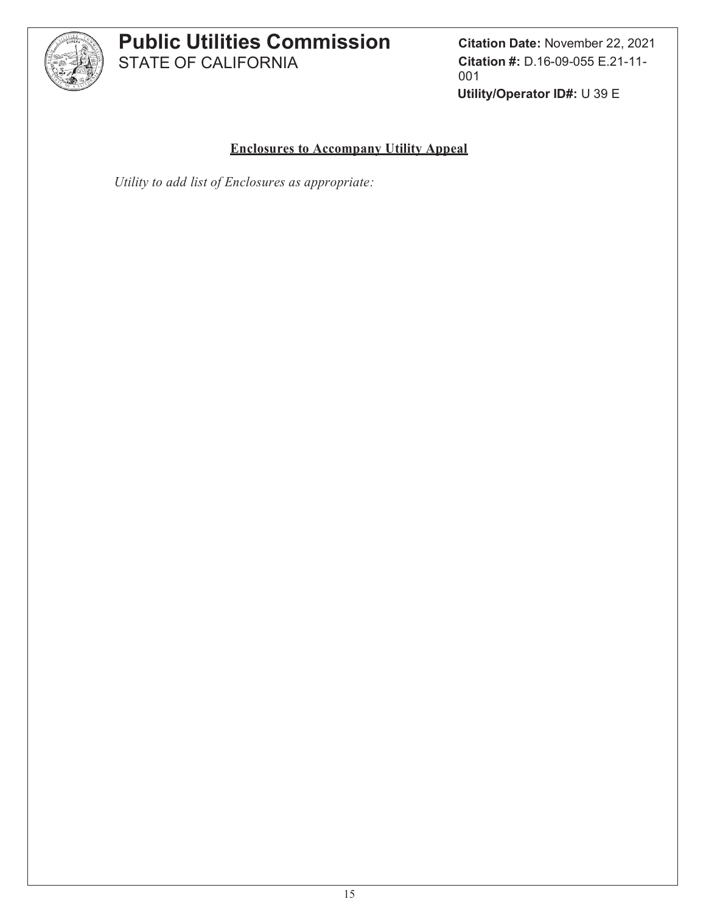# Public Utilities Commission
STATE OF CALIFORNIA

**Citation Date:** November 22, 2021
**Citation #:** D.16-09-055 E.21-11-001
**Utility/Operator ID#:** U 39 E

**Enclosures to Accompany Utility Appeal**

*Utility to add list of Enclosures as appropriate:*